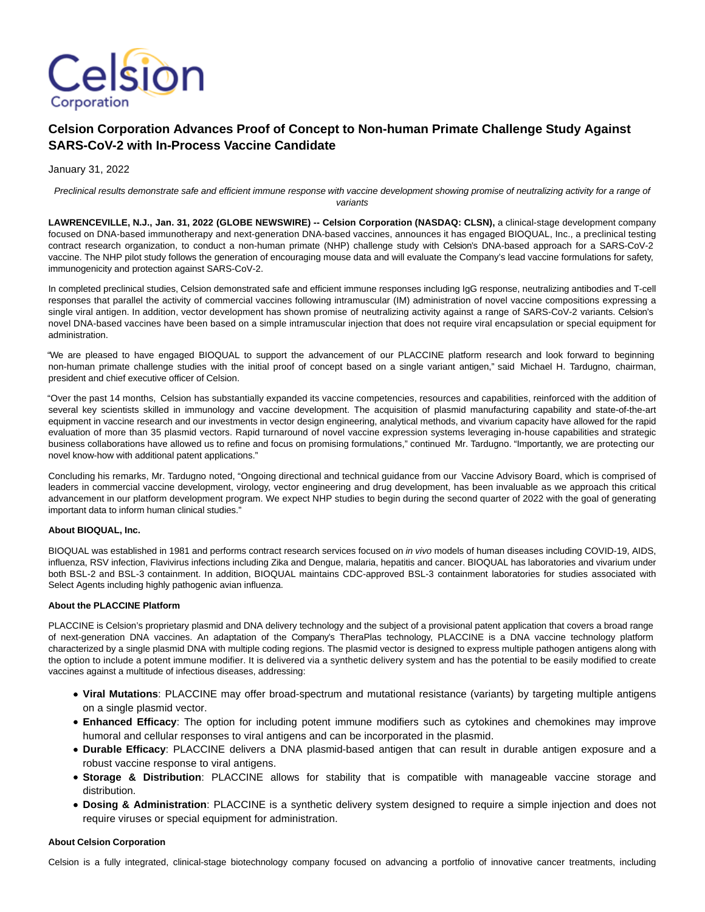# Celsion Corporation Advances Proof of Concept to Non-human Primate Challenge Study Against SARS-CoV-2 with In-Process Vaccine Candidate

January 31, 2022

*Preclinical results demonstrate safe and efficient immune response with vaccine development showing promise of neutralizing activity for a range of variants*

**LAWRENCEVILLE, N.J., Jan. 31, 2022 (GLOBE NEWSWIRE) -- Celsion Corporation (NASDAQ: CLSN),** a clinical-stage development company focused on DNA-based immunotherapy and next-generation DNA-based vaccines, announces it has engaged BIOQUAL, Inc., a preclinical testing contract research organization, to conduct a non-human primate (NHP) challenge study with Celsion's DNA-based approach for a SARS-CoV-2 vaccine. The NHP pilot study follows the generation of encouraging mouse data and will evaluate the Company's lead vaccine formulations for safety, immunogenicity and protection against SARS-CoV-2.

In completed preclinical studies, Celsion demonstrated safe and efficient immune responses including IgG response, neutralizing antibodies and T-cell responses that parallel the activity of commercial vaccines following intramuscular (IM) administration of novel vaccine compositions expressing a single viral antigen. In addition, vector development has shown promise of neutralizing activity against a range of SARS-CoV-2 variants. Celsion's novel DNA-based vaccines have been based on a simple intramuscular injection that does not require viral encapsulation or special equipment for administration.

"We are pleased to have engaged BIOQUAL to support the advancement of our PLACCINE platform research and look forward to beginning non-human primate challenge studies with the initial proof of concept based on a single variant antigen," said Michael H. Tardugno, chairman, president and chief executive officer of Celsion.

"Over the past 14 months, Celsion has substantially expanded its vaccine competencies, resources and capabilities, reinforced with the addition of several key scientists skilled in immunology and vaccine development. The acquisition of plasmid manufacturing capability and state-of-the-art equipment in vaccine research and our investments in vector design engineering, analytical methods, and vivarium capacity have allowed for the rapid evaluation of more than 35 plasmid vectors. Rapid turnaround of novel vaccine expression systems leveraging in-house capabilities and strategic business collaborations have allowed us to refine and focus on promising formulations," continued Mr. Tardugno. "Importantly, we are protecting our novel know-how with additional patent applications."

Concluding his remarks, Mr. Tardugno noted, "Ongoing directional and technical guidance from our Vaccine Advisory Board, which is comprised of leaders in commercial vaccine development, virology, vector engineering and drug development, has been invaluable as we approach this critical advancement in our platform development program. We expect NHP studies to begin during the second quarter of 2022 with the goal of generating important data to inform human clinical studies."

**About BIOQUAL, Inc.**

BIOQUAL was established in 1981 and performs contract research services focused on *in vivo* models of human diseases including COVID-19, AIDS, influenza, RSV infection, Flavivirus infections including Zika and Dengue, malaria, hepatitis and cancer. BIOQUAL has laboratories and vivarium under both BSL-2 and BSL-3 containment. In addition, BIOQUAL maintains CDC-approved BSL-3 containment laboratories for studies associated with Select Agents including highly pathogenic avian influenza.

**About the PLACCINE Platform**

PLACCINE is Celsion's proprietary plasmid and DNA delivery technology and the subject of a provisional patent application that covers a broad range of next-generation DNA vaccines. An adaptation of the Company's TheraPlas technology, PLACCINE is a DNA vaccine technology platform characterized by a single plasmid DNA with multiple coding regions. The plasmid vector is designed to express multiple pathogen antigens along with the option to include a potent immune modifier. It is delivered via a synthetic delivery system and has the potential to be easily modified to create vaccines against a multitude of infectious diseases, addressing:

- **Viral Mutations**: PLACCINE may offer broad-spectrum and mutational resistance (variants) by targeting multiple antigens on a single plasmid vector.
- **Enhanced Efficacy**: The option for including potent immune modifiers such as cytokines and chemokines may improve humoral and cellular responses to viral antigens and can be incorporated in the plasmid.
- **Durable Efficacy**: PLACCINE delivers a DNA plasmid-based antigen that can result in durable antigen exposure and a robust vaccine response to viral antigens.
- **Storage & Distribution**: PLACCINE allows for stability that is compatible with manageable vaccine storage and distribution.
- **Dosing & Administration**: PLACCINE is a synthetic delivery system designed to require a simple injection and does not require viruses or special equipment for administration.

**About Celsion Corporation**

Celsion is a fully integrated, clinical-stage biotechnology company focused on advancing a portfolio of innovative cancer treatments, including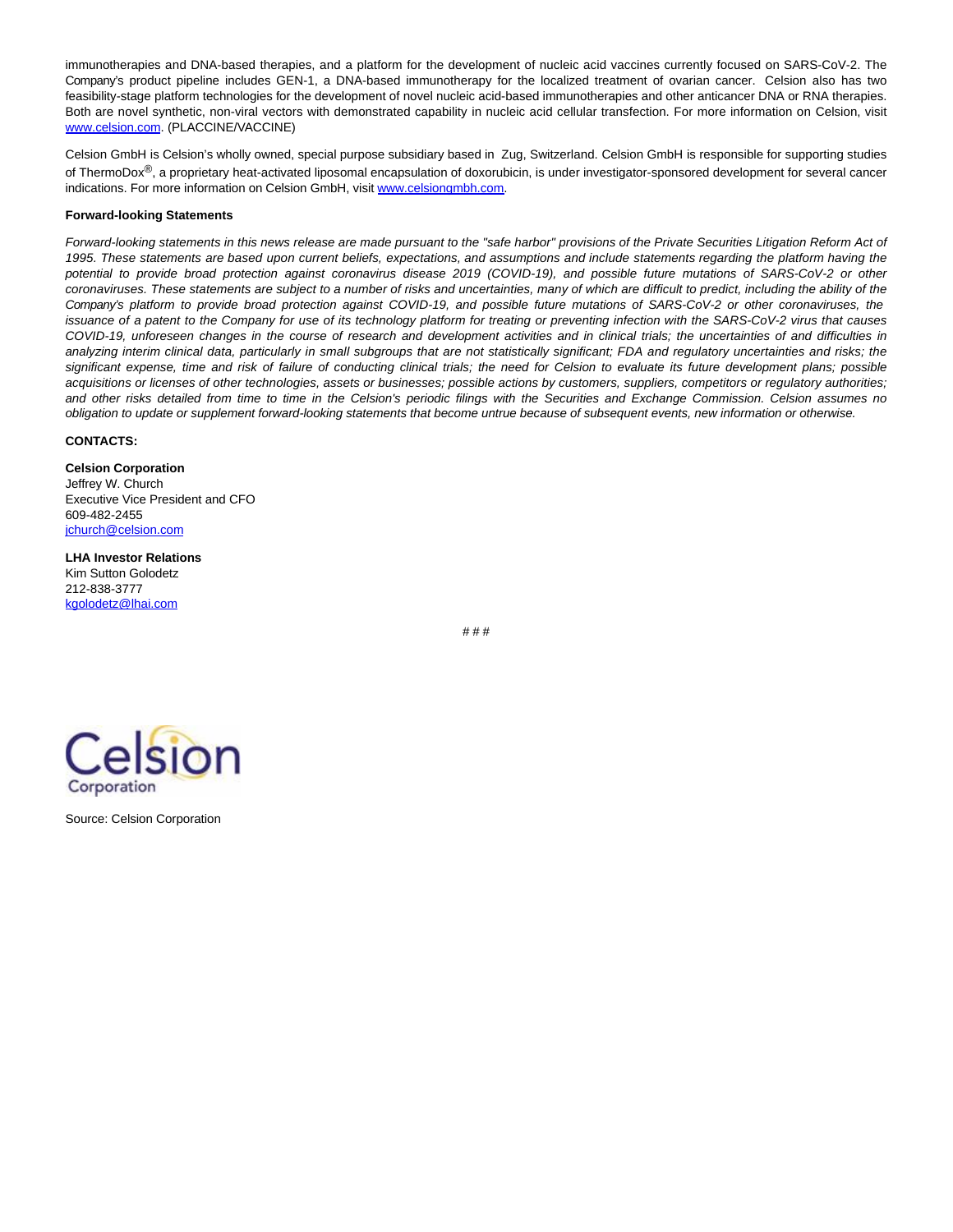immunotherapies and DNA-based therapies, and a platform for the development of nucleic acid vaccines currently focused on SARS-CoV-2. The Company's product pipeline includes GEN-1, a DNA-based immunotherapy for the localized treatment of ovarian cancer. Celsion also has two feasibility-stage platform technologies for the development of novel nucleic acid-based immunotherapies and other anticancer DNA or RNA therapies. Both are novel synthetic, non-viral vectors with demonstrated capability in nucleic acid cellular transfection. For more information on Celsion, visit www.celsion.com. (PLACCINE/VACCINE)

Celsion GmbH is Celsion's wholly owned, special purpose subsidiary based in Zug, Switzerland. Celsion GmbH is responsible for supporting studies of ThermoDox®, a proprietary heat-activated liposomal encapsulation of doxorubicin, is under investigator-sponsored development for several cancer indications. For more information on Celsion GmbH, visit www.celsiongmbh.com.

**Forward-looking Statements**

*Forward-looking statements in this news release are made pursuant to the "safe harbor" provisions of the Private Securities Litigation Reform Act of 1995. These statements are based upon current beliefs, expectations, and assumptions and include statements regarding the platform having the potential to provide broad protection against coronavirus disease 2019 (COVID-19), and possible future mutations of SARS-CoV-2 or other coronaviruses. These statements are subject to a number of risks and uncertainties, many of which are difficult to predict, including the ability of the Company's platform to provide broad protection against COVID-19, and possible future mutations of SARS-CoV-2 or other coronaviruses, the issuance of a patent to the Company for use of its technology platform for treating or preventing infection with the SARS-CoV-2 virus that causes COVID-19, unforeseen changes in the course of research and development activities and in clinical trials; the uncertainties of and difficulties in analyzing interim clinical data, particularly in small subgroups that are not statistically significant; FDA and regulatory uncertainties and risks; the significant expense, time and risk of failure of conducting clinical trials; the need for Celsion to evaluate its future development plans; possible acquisitions or licenses of other technologies, assets or businesses; possible actions by customers, suppliers, competitors or regulatory authorities; and other risks detailed from time to time in the Celsion's periodic filings with the Securities and Exchange Commission. Celsion assumes no obligation to update or supplement forward-looking statements that become untrue because of subsequent events, new information or otherwise.*

**CONTACTS:**

**Celsion Corporation**
Jeffrey W. Church
Executive Vice President and CFO
609-482-2455
jchurch@celsion.com

**LHA Investor Relations**
Kim Sutton Golodetz
212-838-3777
kgolodetz@lhai.com

###

Celsion Corporation

Source: Celsion Corporation